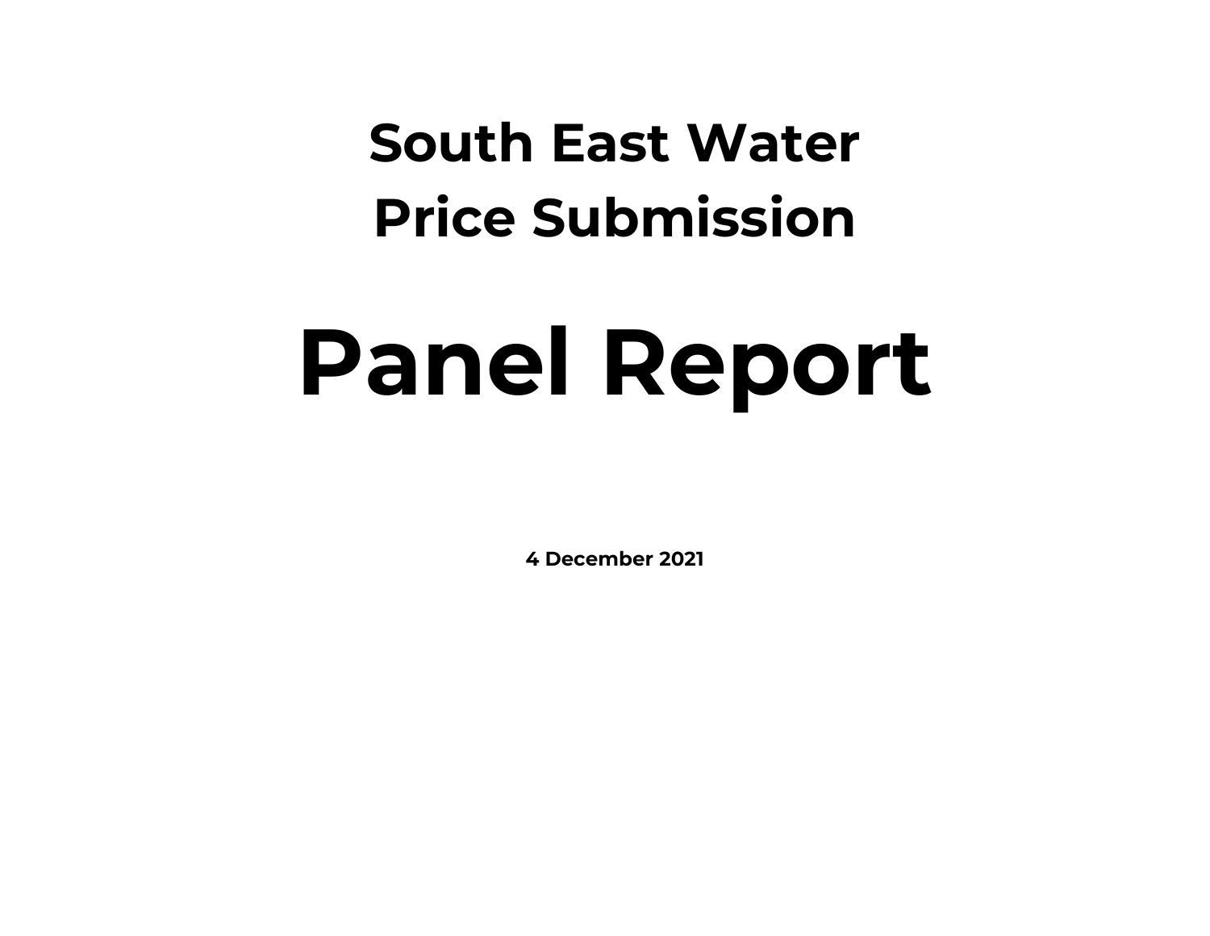# South East Water
# Price Submission

# Panel Report

**4 December 2021**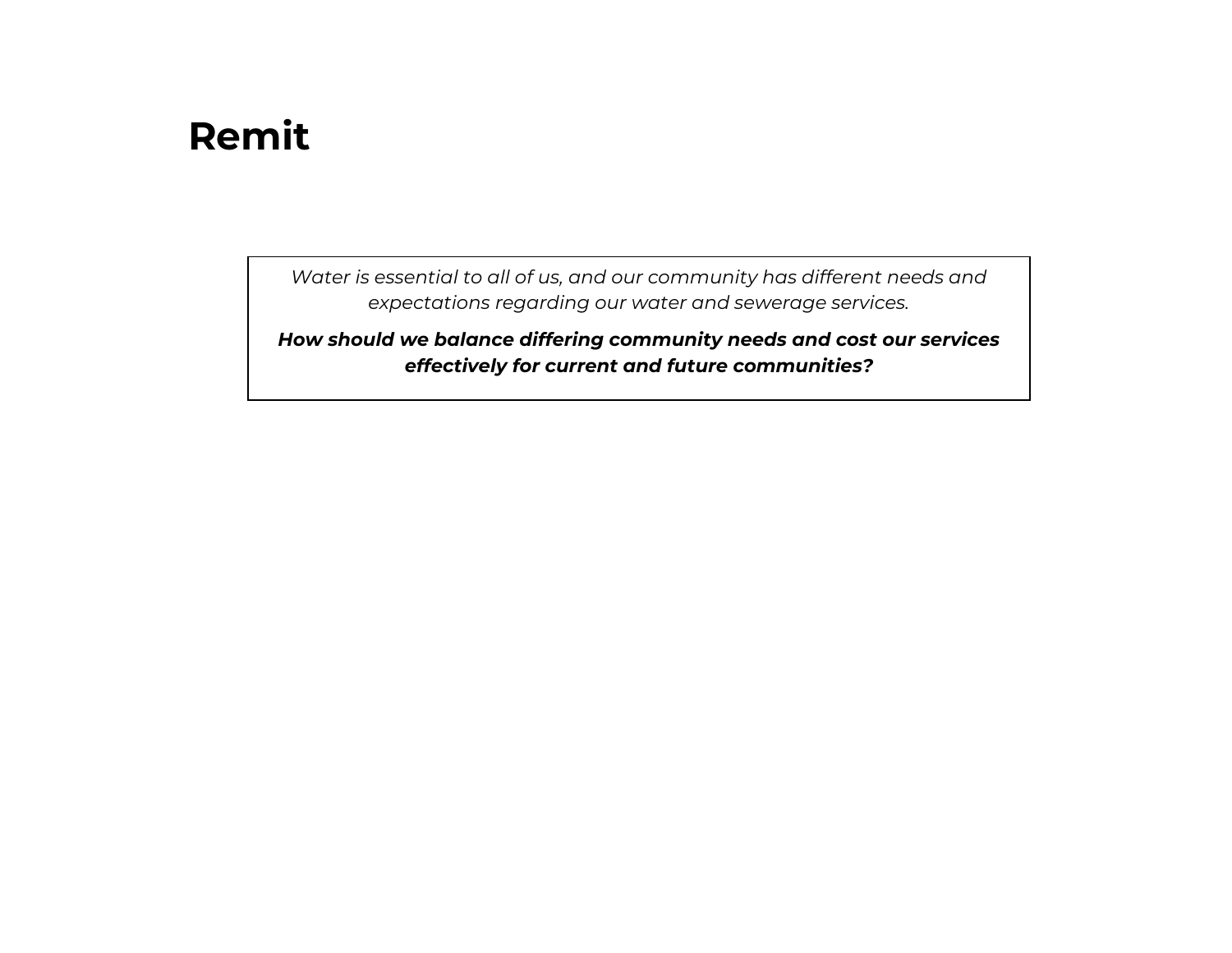# Remit

*Water is essential to all of us, and our community has different needs and expectations regarding our water and sewerage services.*

***How should we balance differing community needs and cost our services effectively for current and future communities?***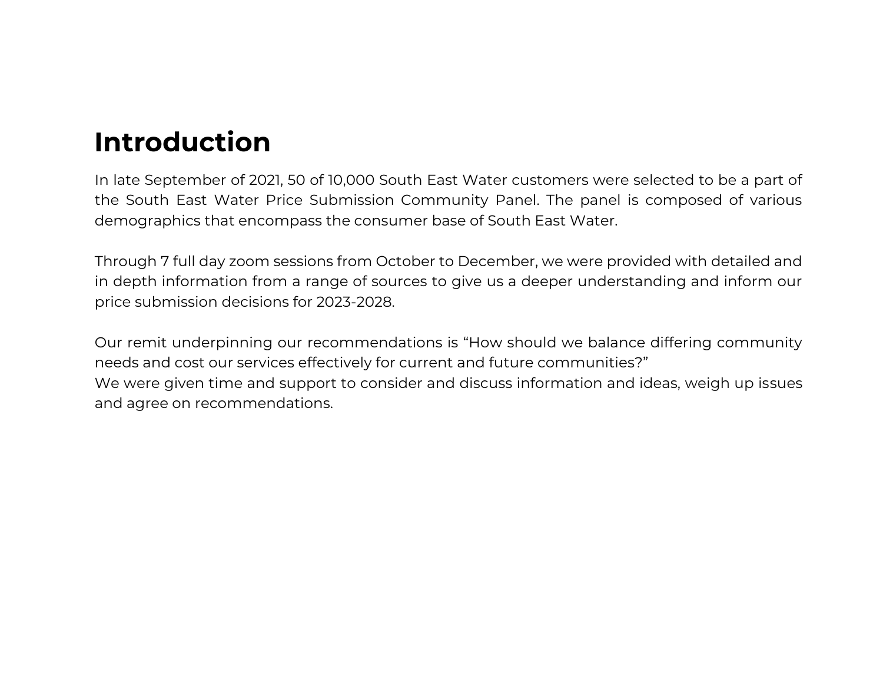# Introduction

In late September of 2021, 50 of 10,000 South East Water customers were selected to be a part of the South East Water Price Submission Community Panel. The panel is composed of various demographics that encompass the consumer base of South East Water.

Through 7 full day zoom sessions from October to December, we were provided with detailed and in depth information from a range of sources to give us a deeper understanding and inform our price submission decisions for 2023-2028.

Our remit underpinning our recommendations is “How should we balance differing community needs and cost our services effectively for current and future communities?”
We were given time and support to consider and discuss information and ideas, weigh up issues and agree on recommendations.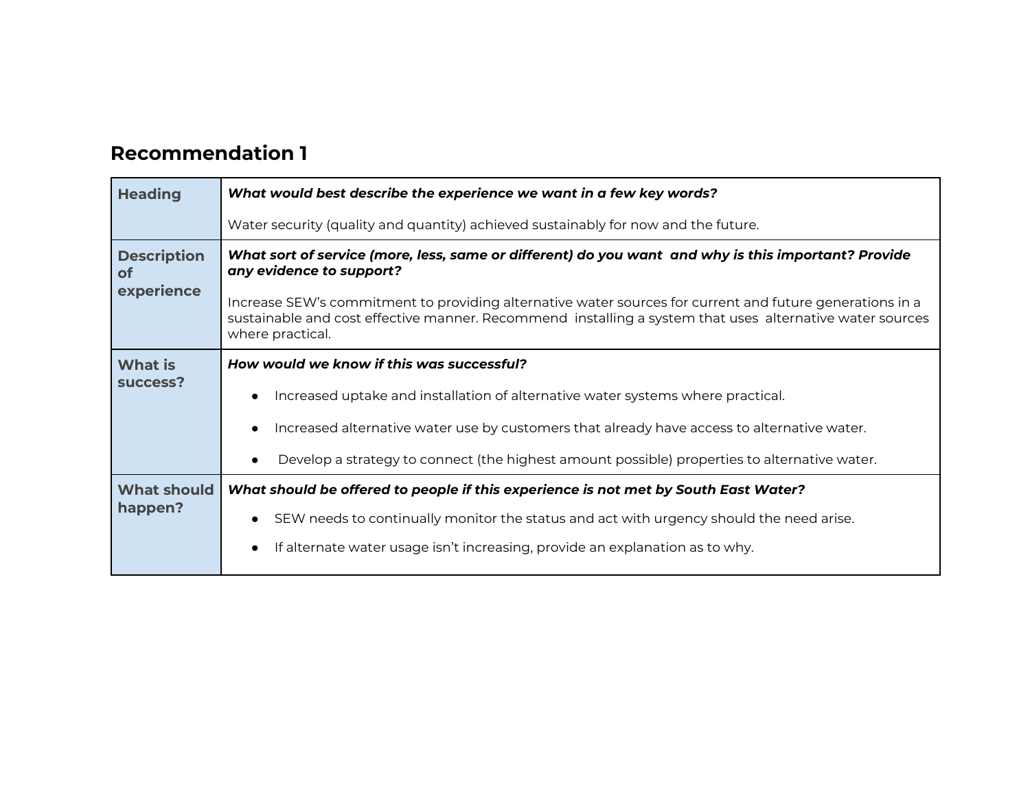## Recommendation 1

| | |
|---|---|
| **Heading** | ***What would best describe the experience we want in a few key words?***<br><br>Water security (quality and quantity) achieved sustainably for now and the future. |
| **Description of experience** | ***What sort of service (more, less, same or different) do you want and why is this important? Provide any evidence to support?***<br><br>Increase SEW's commitment to providing alternative water sources for current and future generations in a sustainable and cost effective manner. Recommend installing a system that uses alternative water sources where practical. |
| **What is success?** | ***How would we know if this was successful?***<br><br>● Increased uptake and installation of alternative water systems where practical.<br>● Increased alternative water use by customers that already have access to alternative water.<br>● Develop a strategy to connect (the highest amount possible) properties to alternative water. |
| **What should happen?** | ***What should be offered to people if this experience is not met by South East Water?***<br><br>● SEW needs to continually monitor the status and act with urgency should the need arise.<br>● If alternate water usage isn't increasing, provide an explanation as to why. |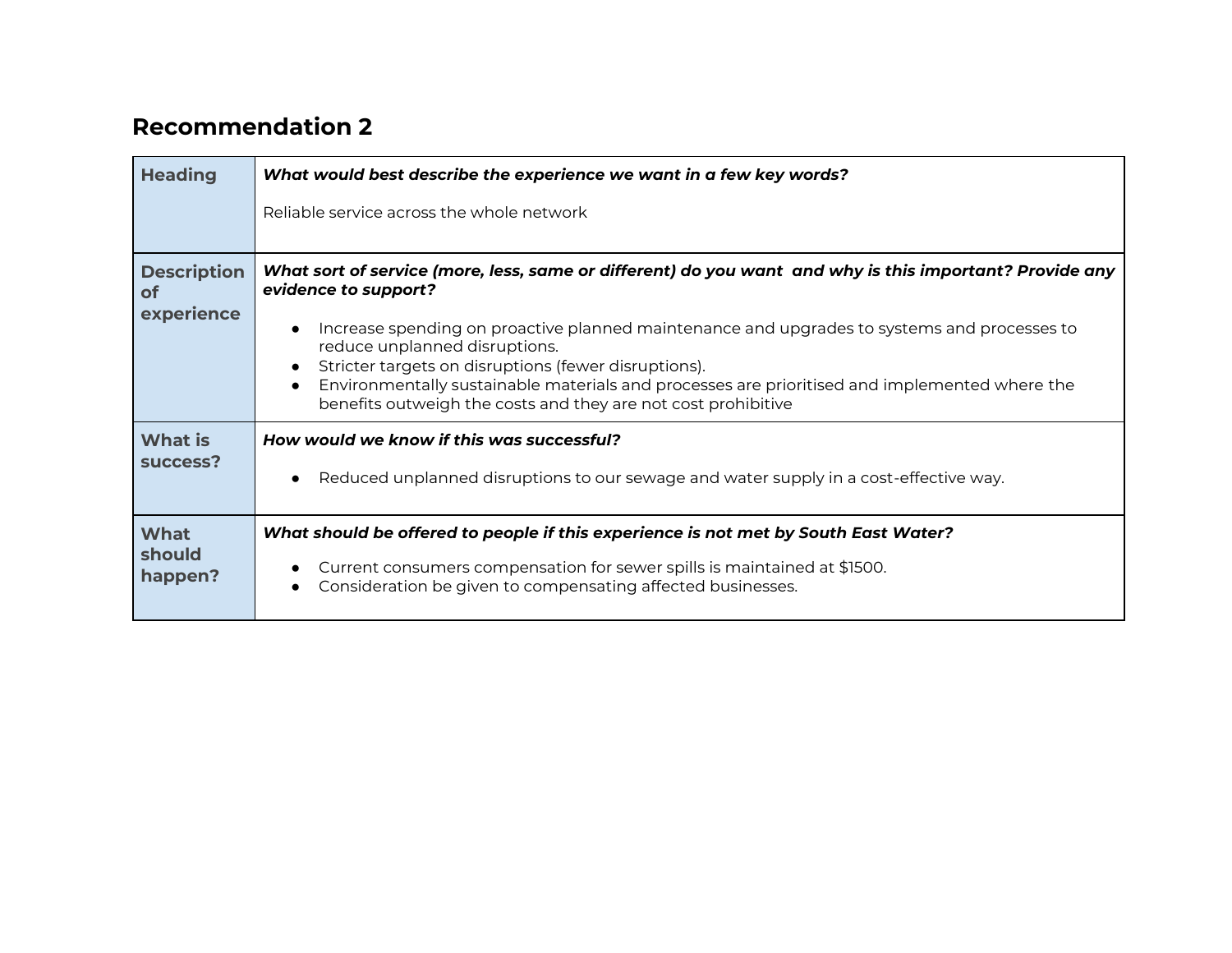## Recommendation 2

| | |
|---|---|
| **Heading** | ***What would best describe the experience we want in a few key words?***<br><br>Reliable service across the whole network |
| **Description of experience** | ***What sort of service (more, less, same or different) do you want and why is this important? Provide any evidence to support?***<br><br>• Increase spending on proactive planned maintenance and upgrades to systems and processes to reduce unplanned disruptions.<br>• Stricter targets on disruptions (fewer disruptions).<br>• Environmentally sustainable materials and processes are prioritised and implemented where the benefits outweigh the costs and they are not cost prohibitive |
| **What is success?** | ***How would we know if this was successful?***<br><br>• Reduced unplanned disruptions to our sewage and water supply in a cost-effective way. |
| **What should happen?** | ***What should be offered to people if this experience is not met by South East Water?***<br><br>• Current consumers compensation for sewer spills is maintained at $1500.<br>• Consideration be given to compensating affected businesses. |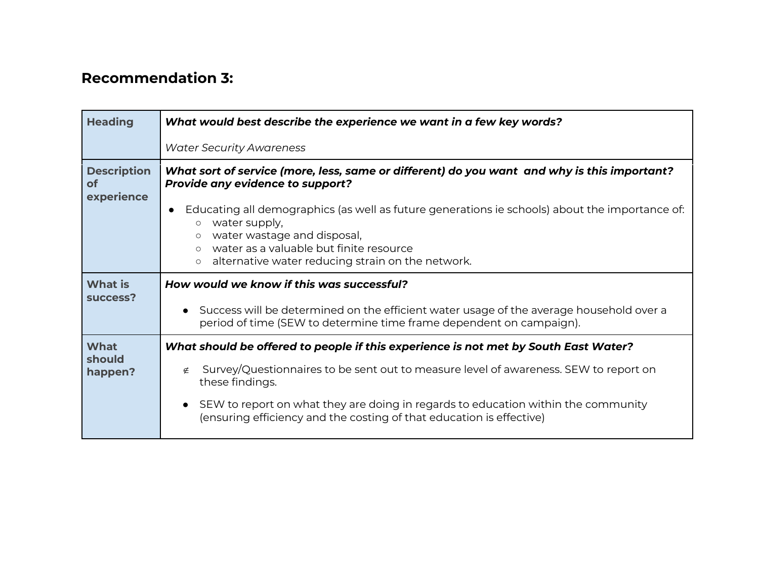## Recommendation 3:

| Heading | ***What would best describe the experience we want in a few key words?***<br><br>*Water Security Awareness* |
|---|---|
| **Description of experience** | ***What sort of service (more, less, same or different) do you want and why is this important? Provide any evidence to support?***<br><br>• Educating all demographics (as well as future generations ie schools) about the importance of:<br>&nbsp;&nbsp;&nbsp;&nbsp;○ water supply,<br>&nbsp;&nbsp;&nbsp;&nbsp;○ water wastage and disposal,<br>&nbsp;&nbsp;&nbsp;&nbsp;○ water as a valuable but finite resource<br>&nbsp;&nbsp;&nbsp;&nbsp;○ alternative water reducing strain on the network. |
| **What is success?** | ***How would we know if this was successful?***<br><br>• Success will be determined on the efficient water usage of the average household over a period of time (SEW to determine time frame dependent on campaign). |
| **What should happen?** | ***What should be offered to people if this experience is not met by South East Water?***<br><br>∉ Survey/Questionnaires to be sent out to measure level of awareness. SEW to report on these findings.<br><br>• SEW to report on what they are doing in regards to education within the community (ensuring efficiency and the costing of that education is effective) |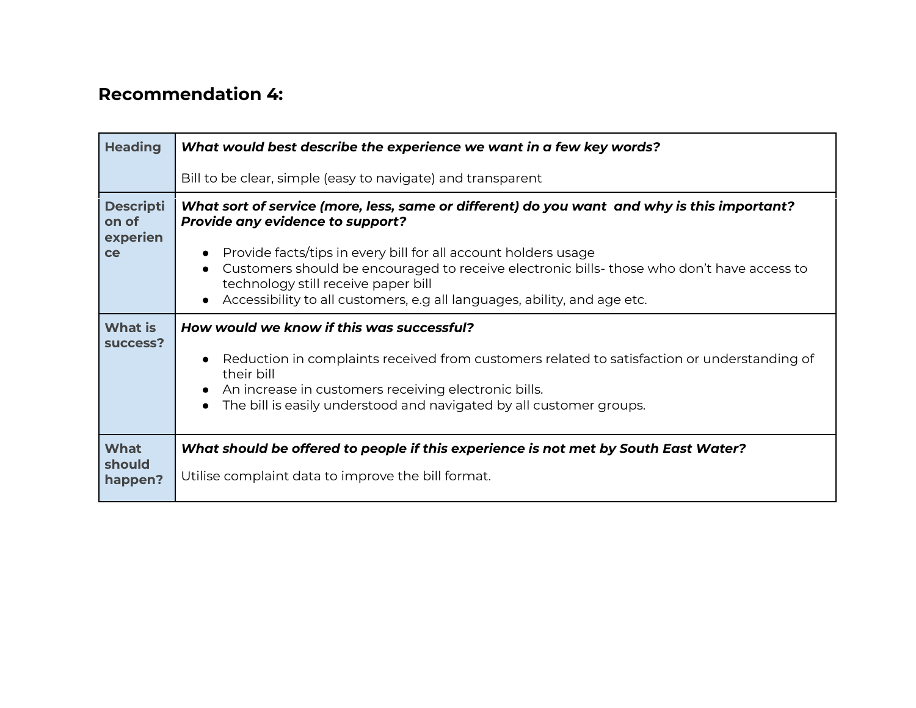## Recommendation 4:

| Heading | ***What would best describe the experience we want in a few key words?***<br><br>Bill to be clear, simple (easy to navigate) and transparent |
|---|---|
| **Description of experience** | ***What sort of service (more, less, same or different) do you want  and why is this important? Provide any evidence to support?***<br><br>• Provide facts/tips in every bill for all account holders usage<br>• Customers should be encouraged to receive electronic bills- those who don't have access to technology still receive paper bill<br>• Accessibility to all customers, e.g all languages, ability, and age etc. |
| **What is success?** | ***How would we know if this was successful?***<br><br>• Reduction in complaints received from customers related to satisfaction or understanding of their bill<br>• An increase in customers receiving electronic bills.<br>• The bill is easily understood and navigated by all customer groups. |
| **What should happen?** | ***What should be offered to people if this experience is not met by South East Water?***<br><br>Utilise complaint data to improve the bill format. |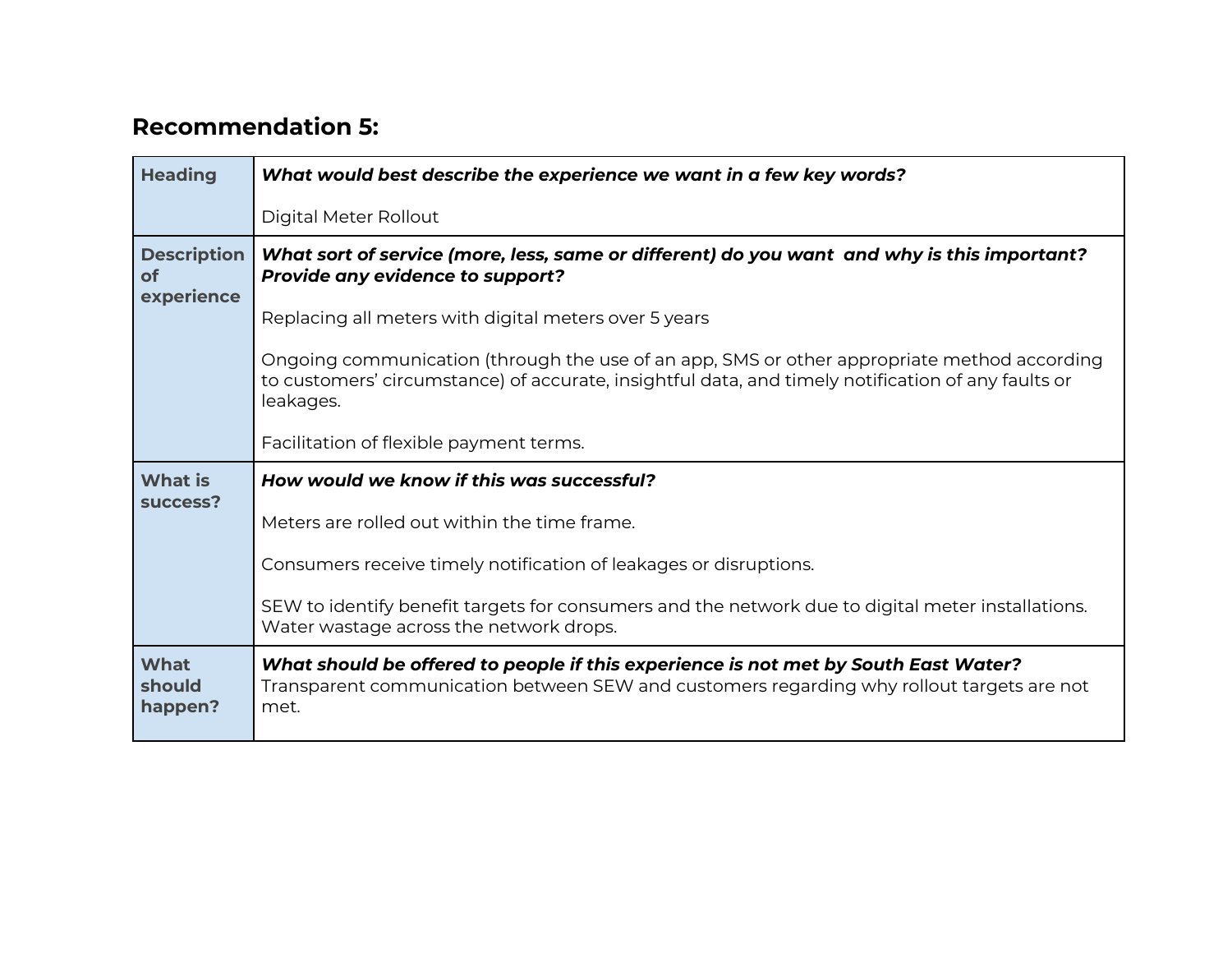## Recommendation 5:

| Heading | ***What would best describe the experience we want in a few key words?***<br><br>Digital Meter Rollout |
|---|---|
| **Description of experience** | ***What sort of service (more, less, same or different) do you want  and why is this important? Provide any evidence to support?***<br><br>Replacing all meters with digital meters over 5 years<br><br>Ongoing communication (through the use of an app, SMS or other appropriate method according to customers' circumstance) of accurate, insightful data, and timely notification of any faults or leakages.<br><br>Facilitation of flexible payment terms. |
| **What is success?** | ***How would we know if this was successful?***<br><br>Meters are rolled out within the time frame.<br><br>Consumers receive timely notification of leakages or disruptions.<br><br>SEW to identify benefit targets for consumers and the network due to digital meter installations. Water wastage across the network drops. |
| **What should happen?** | ***What should be offered to people if this experience is not met by South East Water?***<br>Transparent communication between SEW and customers regarding why rollout targets are not met. |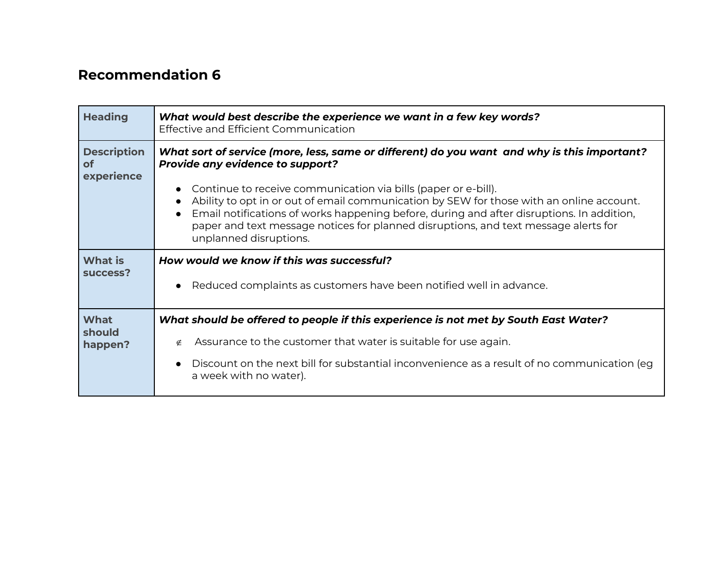## Recommendation 6

| | |
|---|---|
| **Heading** | ***What would best describe the experience we want in a few key words?***<br>Effective and Efficient Communication |
| **Description of experience** | ***What sort of service (more, less, same or different) do you want and why is this important? Provide any evidence to support?***<br>● Continue to receive communication via bills (paper or e-bill).<br>● Ability to opt in or out of email communication by SEW for those with an online account.<br>● Email notifications of works happening before, during and after disruptions. In addition, paper and text message notices for planned disruptions, and text message alerts for unplanned disruptions. |
| **What is success?** | ***How would we know if this was successful?***<br>● Reduced complaints as customers have been notified well in advance. |
| **What should happen?** | ***What should be offered to people if this experience is not met by South East Water?***<br>∉ Assurance to the customer that water is suitable for use again.<br>● Discount on the next bill for substantial inconvenience as a result of no communication (eg a week with no water). |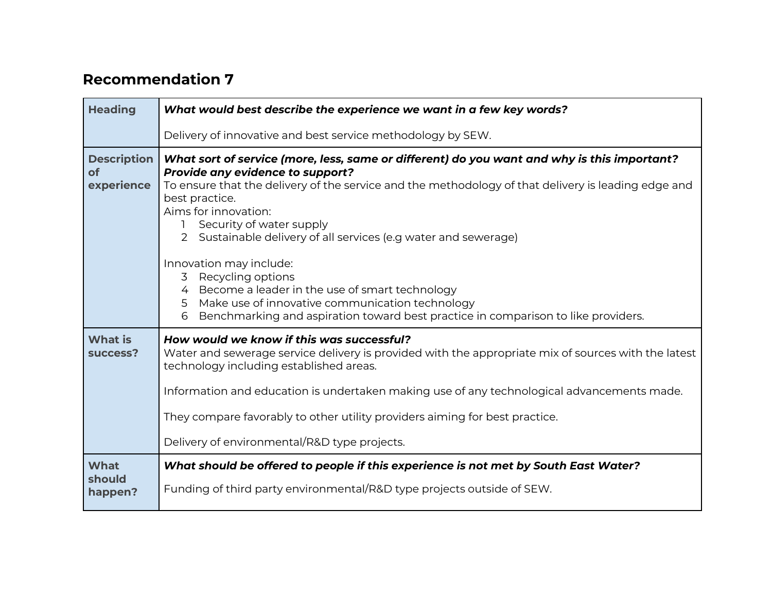## Recommendation 7

| | |
|---|---|
| **Heading** | ***What would best describe the experience we want in a few key words?***<br><br>Delivery of innovative and best service methodology by SEW. |
| **Description of experience** | ***What sort of service (more, less, same or different) do you want and why is this important? Provide any evidence to support?***<br>To ensure that the delivery of the service and the methodology of that delivery is leading edge and best practice.<br>Aims for innovation:<br>1 Security of water supply<br>2 Sustainable delivery of all services (e.g water and sewerage)<br><br>Innovation may include:<br>3 Recycling options<br>4 Become a leader in the use of smart technology<br>5 Make use of innovative communication technology<br>6 Benchmarking and aspiration toward best practice in comparison to like providers. |
| **What is success?** | ***How would we know if this was successful?***<br>Water and sewerage service delivery is provided with the appropriate mix of sources with the latest technology including established areas.<br><br>Information and education is undertaken making use of any technological advancements made.<br><br>They compare favorably to other utility providers aiming for best practice.<br><br>Delivery of environmental/R&D type projects. |
| **What should happen?** | ***What should be offered to people if this experience is not met by South East Water?***<br><br>Funding of third party environmental/R&D type projects outside of SEW. |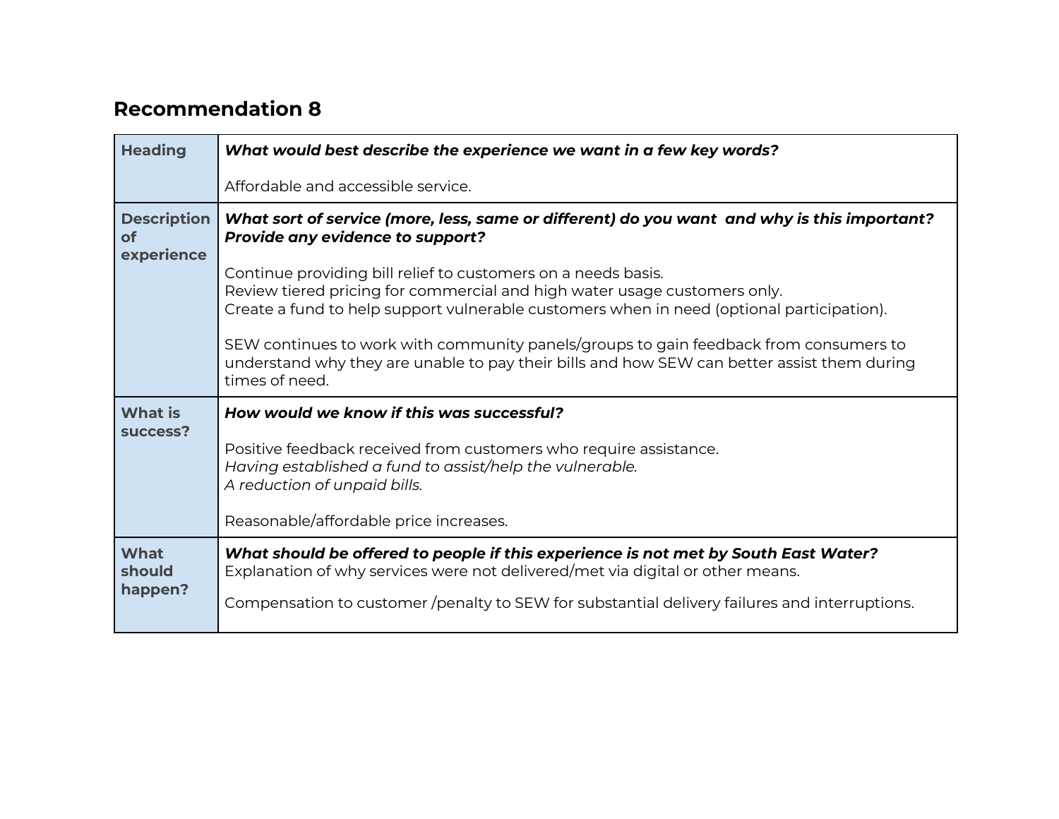## Recommendation 8

| Heading | ***What would best describe the experience we want in a few key words?***<br><br>Affordable and accessible service. |
|---|---|
| **Description of experience** | ***What sort of service (more, less, same or different) do you want  and why is this important? Provide any evidence to support?***<br><br>Continue providing bill relief to customers on a needs basis.<br>Review tiered pricing for commercial and high water usage customers only.<br>Create a fund to help support vulnerable customers when in need (optional participation).<br><br>SEW continues to work with community panels/groups to gain feedback from consumers to understand why they are unable to pay their bills and how SEW can better assist them during times of need. |
| **What is success?** | ***How would we know if this was successful?***<br><br>Positive feedback received from customers who require assistance.<br>*Having established a fund to assist/help the vulnerable.*<br>*A reduction of unpaid bills.*<br><br>Reasonable/affordable price increases. |
| **What should happen?** | ***What should be offered to people if this experience is not met by South East Water?***<br>Explanation of why services were not delivered/met via digital or other means.<br><br>Compensation to customer /penalty to SEW for substantial delivery failures and interruptions. |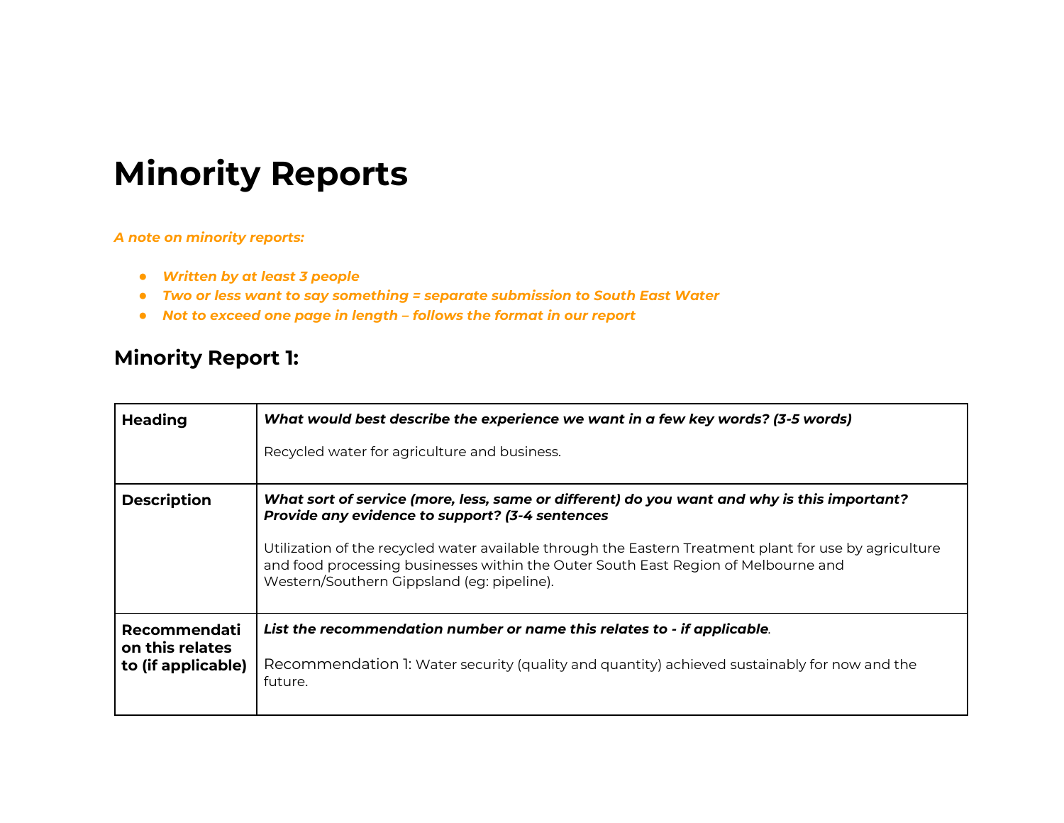# Minority Reports

***A note on minority reports:***

- ***Written by at least 3 people***
- ***Two or less want to say something = separate submission to South East Water***
- ***Not to exceed one page in length – follows the format in our report***

## Minority Report 1:

| | |
|---|---|
| **Heading** | ***What would best describe the experience we want in a few key words? (3-5 words)***<br><br>Recycled water for agriculture and business. |
| **Description** | ***What sort of service (more, less, same or different) do you want and why is this important? Provide any evidence to support? (3-4 sentences***<br><br>Utilization of the recycled water available through the Eastern Treatment plant for use by agriculture and food processing businesses within the Outer South East Region of Melbourne and Western/Southern Gippsland (eg: pipeline). |
| **Recommendation this relates to (if applicable)** | ***List the recommendation number or name this relates to - if applicable.***<br><br>Recommendation 1: Water security (quality and quantity) achieved sustainably for now and the future. |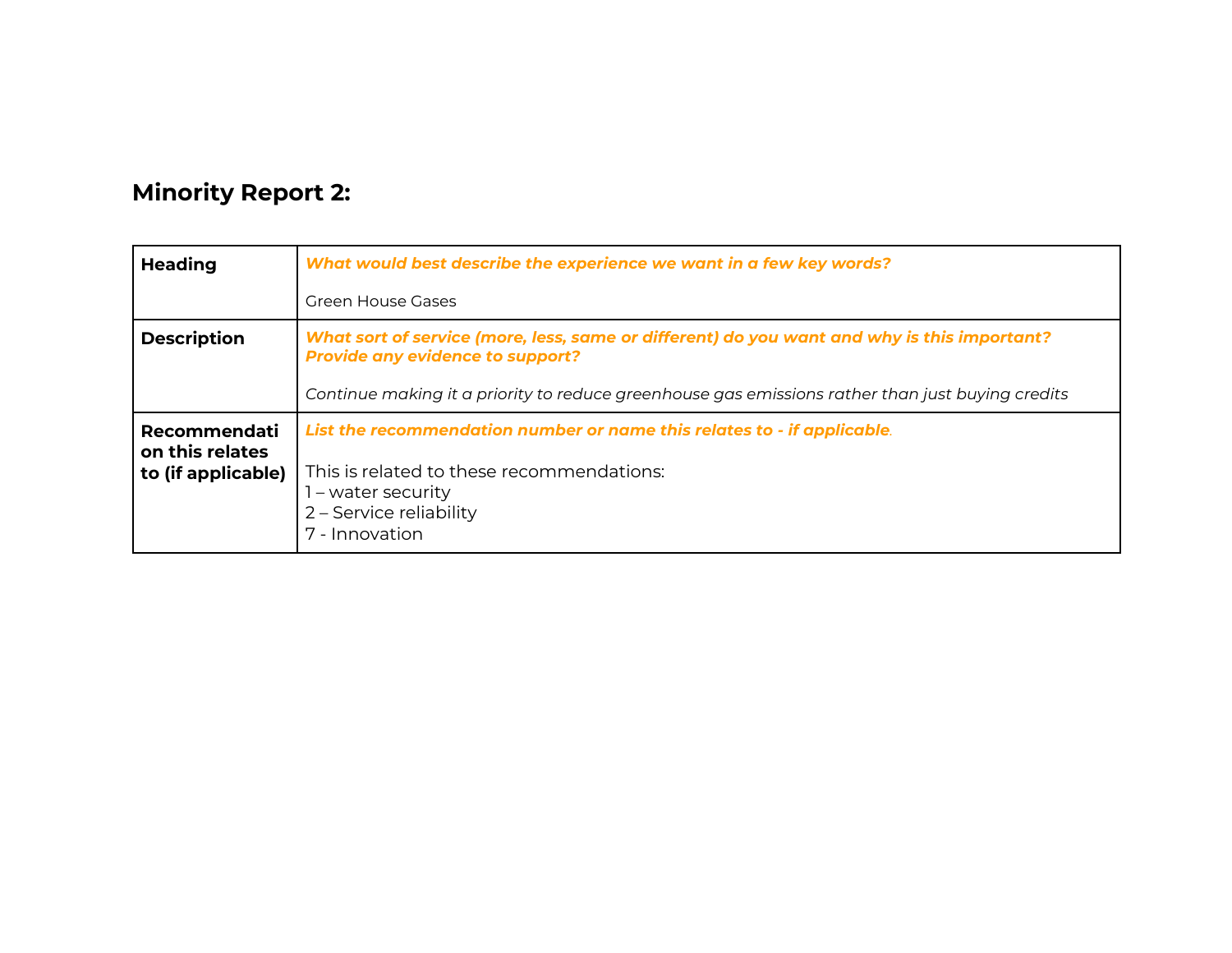## Minority Report 2:

| | |
|---|---|
| **Heading** | ***What would best describe the experience we want in a few key words?***<br><br>Green House Gases |
| **Description** | ***What sort of service (more, less, same or different) do you want and why is this important? Provide any evidence to support?***<br><br>*Continue making it a priority to reduce greenhouse gas emissions rather than just buying credits* |
| **Recommendation this relates to (if applicable)** | ***List the recommendation number or name this relates to - if applicable.***<br><br>This is related to these recommendations:<br>1 – water security<br>2 – Service reliability<br>7 - Innovation |